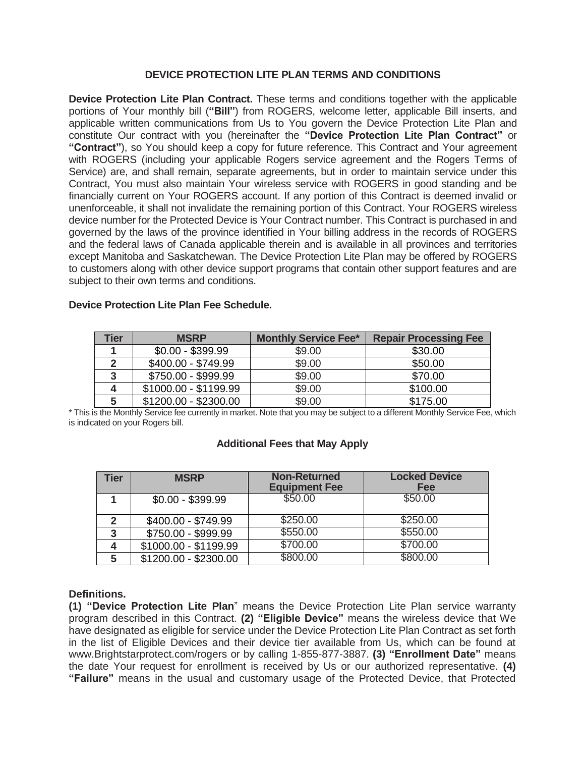# DEVICE PROTECTION LITE PLAN TERMS AND CONDITIONS

**Device Protection Lite Plan Contract.** These terms and conditions together with the applicable portions of Your monthly bill (**"Bill"**) from ROGERS, welcome letter, applicable Bill inserts, and applicable written communications from Us to You govern the Device Protection Lite Plan and constitute Our contract with you (hereinafter the **"Device Protection Lite Plan Contract"** or **"Contract"**), so You should keep a copy for future reference. This Contract and Your agreement with ROGERS (including your applicable Rogers service agreement and the Rogers Terms of Service) are, and shall remain, separate agreements, but in order to maintain service under this Contract, You must also maintain Your wireless service with ROGERS in good standing and be financially current on Your ROGERS account. If any portion of this Contract is deemed invalid or unenforceable, it shall not invalidate the remaining portion of this Contract. Your ROGERS wireless device number for the Protected Device is Your Contract number. This Contract is purchased in and governed by the laws of the province identified in Your billing address in the records of ROGERS and the federal laws of Canada applicable therein and is available in all provinces and territories except Manitoba and Saskatchewan. The Device Protection Lite Plan may be offered by ROGERS to customers along with other device support programs that contain other support features and are subject to their own terms and conditions.

**Device Protection Lite Plan Fee Schedule.**

| Tier | MSRP | Monthly Service Fee* | Repair Processing Fee |
|---|---|---|---|
| 1 | $0.00 - $399.99 | $9.00 | $30.00 |
| 2 | $400.00 - $749.99 | $9.00 | $50.00 |
| 3 | $750.00 - $999.99 | $9.00 | $70.00 |
| 4 | $1000.00 - $1199.99 | $9.00 | $100.00 |
| 5 | $1200.00 - $2300.00 | $9.00 | $175.00 |

* This is the Monthly Service fee currently in market. Note that you may be subject to a different Monthly Service Fee, which is indicated on your Rogers bill.

**Additional Fees that May Apply**

| Tier | MSRP | Non-Returned Equipment Fee | Locked Device Fee |
|---|---|---|---|
| 1 | $0.00 - $399.99 | $50.00 | $50.00 |
| 2 | $400.00 - $749.99 | $250.00 | $250.00 |
| 3 | $750.00 - $999.99 | $550.00 | $550.00 |
| 4 | $1000.00 - $1199.99 | $700.00 | $700.00 |
| 5 | $1200.00 - $2300.00 | $800.00 | $800.00 |

**Definitions.**
**(1) "Device Protection Lite Plan"** means the Device Protection Lite Plan service warranty program described in this Contract. **(2) "Eligible Device"** means the wireless device that We have designated as eligible for service under the Device Protection Lite Plan Contract as set forth in the list of Eligible Devices and their device tier available from Us, which can be found at www.Brightstarprotect.com/rogers or by calling 1-855-877-3887. **(3) "Enrollment Date"** means the date Your request for enrollment is received by Us or our authorized representative. **(4) "Failure"** means in the usual and customary usage of the Protected Device, that Protected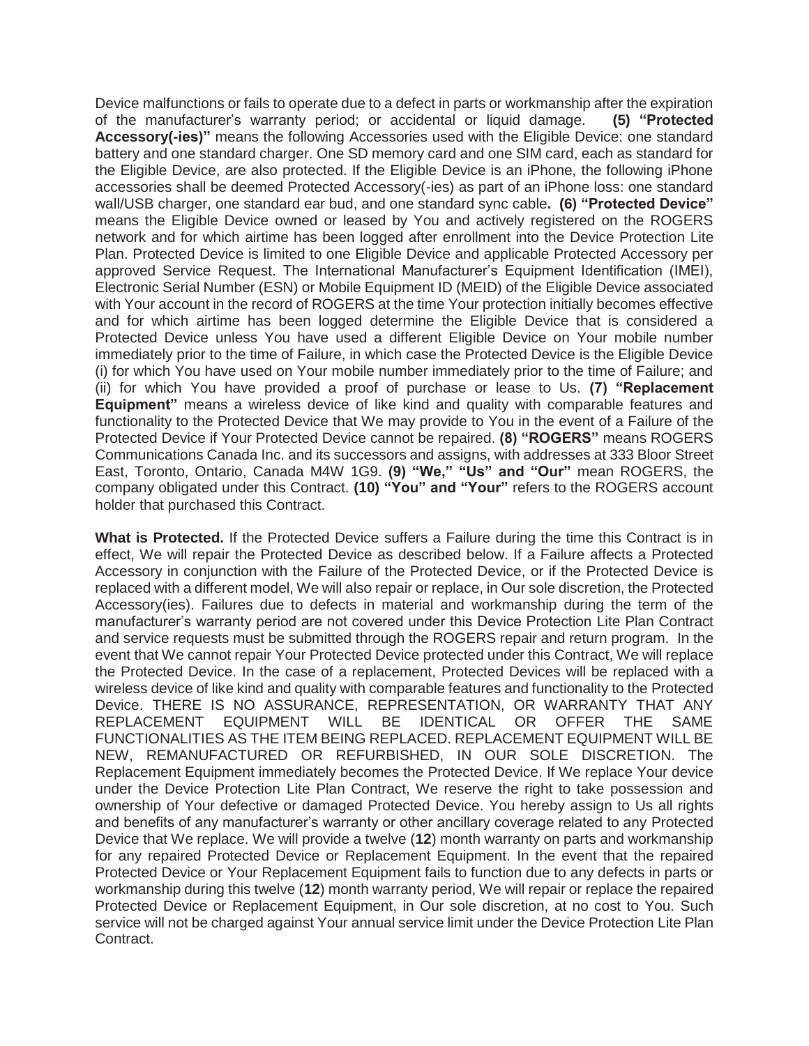Device malfunctions or fails to operate due to a defect in parts or workmanship after the expiration of the manufacturer's warranty period; or accidental or liquid damage. **(5) "Protected Accessory(-ies)"** means the following Accessories used with the Eligible Device: one standard battery and one standard charger. One SD memory card and one SIM card, each as standard for the Eligible Device, are also protected. If the Eligible Device is an iPhone, the following iPhone accessories shall be deemed Protected Accessory(-ies) as part of an iPhone loss: one standard wall/USB charger, one standard ear bud, and one standard sync cable**. (6) "Protected Device"** means the Eligible Device owned or leased by You and actively registered on the ROGERS network and for which airtime has been logged after enrollment into the Device Protection Lite Plan. Protected Device is limited to one Eligible Device and applicable Protected Accessory per approved Service Request. The International Manufacturer's Equipment Identification (IMEI), Electronic Serial Number (ESN) or Mobile Equipment ID (MEID) of the Eligible Device associated with Your account in the record of ROGERS at the time Your protection initially becomes effective and for which airtime has been logged determine the Eligible Device that is considered a Protected Device unless You have used a different Eligible Device on Your mobile number immediately prior to the time of Failure, in which case the Protected Device is the Eligible Device (i) for which You have used on Your mobile number immediately prior to the time of Failure; and (ii) for which You have provided a proof of purchase or lease to Us. **(7) "Replacement Equipment"** means a wireless device of like kind and quality with comparable features and functionality to the Protected Device that We may provide to You in the event of a Failure of the Protected Device if Your Protected Device cannot be repaired. **(8) "ROGERS"** means ROGERS Communications Canada Inc. and its successors and assigns, with addresses at 333 Bloor Street East, Toronto, Ontario, Canada M4W 1G9. **(9) "We," "Us" and "Our"** mean ROGERS, the company obligated under this Contract. **(10) "You" and "Your"** refers to the ROGERS account holder that purchased this Contract.

**What is Protected.** If the Protected Device suffers a Failure during the time this Contract is in effect, We will repair the Protected Device as described below. If a Failure affects a Protected Accessory in conjunction with the Failure of the Protected Device, or if the Protected Device is replaced with a different model, We will also repair or replace, in Our sole discretion, the Protected Accessory(ies). Failures due to defects in material and workmanship during the term of the manufacturer's warranty period are not covered under this Device Protection Lite Plan Contract and service requests must be submitted through the ROGERS repair and return program. In the event that We cannot repair Your Protected Device protected under this Contract, We will replace the Protected Device. In the case of a replacement, Protected Devices will be replaced with a wireless device of like kind and quality with comparable features and functionality to the Protected Device. THERE IS NO ASSURANCE, REPRESENTATION, OR WARRANTY THAT ANY REPLACEMENT EQUIPMENT WILL BE IDENTICAL OR OFFER THE SAME FUNCTIONALITIES AS THE ITEM BEING REPLACED. REPLACEMENT EQUIPMENT WILL BE NEW, REMANUFACTURED OR REFURBISHED, IN OUR SOLE DISCRETION. The Replacement Equipment immediately becomes the Protected Device. If We replace Your device under the Device Protection Lite Plan Contract, We reserve the right to take possession and ownership of Your defective or damaged Protected Device. You hereby assign to Us all rights and benefits of any manufacturer's warranty or other ancillary coverage related to any Protected Device that We replace. We will provide a twelve (**12**) month warranty on parts and workmanship for any repaired Protected Device or Replacement Equipment. In the event that the repaired Protected Device or Your Replacement Equipment fails to function due to any defects in parts or workmanship during this twelve (**12**) month warranty period, We will repair or replace the repaired Protected Device or Replacement Equipment, in Our sole discretion, at no cost to You. Such service will not be charged against Your annual service limit under the Device Protection Lite Plan Contract.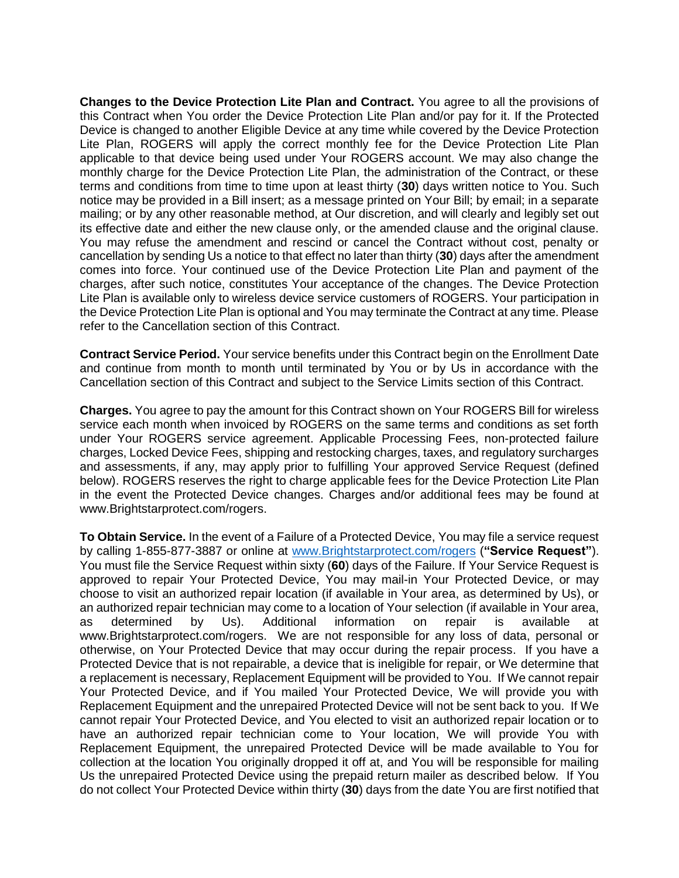**Changes to the Device Protection Lite Plan and Contract.** You agree to all the provisions of this Contract when You order the Device Protection Lite Plan and/or pay for it. If the Protected Device is changed to another Eligible Device at any time while covered by the Device Protection Lite Plan, ROGERS will apply the correct monthly fee for the Device Protection Lite Plan applicable to that device being used under Your ROGERS account. We may also change the monthly charge for the Device Protection Lite Plan, the administration of the Contract, or these terms and conditions from time to time upon at least thirty (**30**) days written notice to You. Such notice may be provided in a Bill insert; as a message printed on Your Bill; by email; in a separate mailing; or by any other reasonable method, at Our discretion, and will clearly and legibly set out its effective date and either the new clause only, or the amended clause and the original clause. You may refuse the amendment and rescind or cancel the Contract without cost, penalty or cancellation by sending Us a notice to that effect no later than thirty (**30**) days after the amendment comes into force. Your continued use of the Device Protection Lite Plan and payment of the charges, after such notice, constitutes Your acceptance of the changes. The Device Protection Lite Plan is available only to wireless device service customers of ROGERS. Your participation in the Device Protection Lite Plan is optional and You may terminate the Contract at any time. Please refer to the Cancellation section of this Contract.

**Contract Service Period.** Your service benefits under this Contract begin on the Enrollment Date and continue from month to month until terminated by You or by Us in accordance with the Cancellation section of this Contract and subject to the Service Limits section of this Contract.

**Charges.** You agree to pay the amount for this Contract shown on Your ROGERS Bill for wireless service each month when invoiced by ROGERS on the same terms and conditions as set forth under Your ROGERS service agreement. Applicable Processing Fees, non-protected failure charges, Locked Device Fees, shipping and restocking charges, taxes, and regulatory surcharges and assessments, if any, may apply prior to fulfilling Your approved Service Request (defined below). ROGERS reserves the right to charge applicable fees for the Device Protection Lite Plan in the event the Protected Device changes. Charges and/or additional fees may be found at www.Brightstarprotect.com/rogers.

**To Obtain Service.** In the event of a Failure of a Protected Device, You may file a service request by calling 1-855-877-3887 or online at www.Brightstarprotect.com/rogers (**"Service Request"**). You must file the Service Request within sixty (**60**) days of the Failure. If Your Service Request is approved to repair Your Protected Device, You may mail-in Your Protected Device, or may choose to visit an authorized repair location (if available in Your area, as determined by Us), or an authorized repair technician may come to a location of Your selection (if available in Your area, as determined by Us). Additional information on repair is available at www.Brightstarprotect.com/rogers. We are not responsible for any loss of data, personal or otherwise, on Your Protected Device that may occur during the repair process. If you have a Protected Device that is not repairable, a device that is ineligible for repair, or We determine that a replacement is necessary, Replacement Equipment will be provided to You. If We cannot repair Your Protected Device, and if You mailed Your Protected Device, We will provide you with Replacement Equipment and the unrepaired Protected Device will not be sent back to you. If We cannot repair Your Protected Device, and You elected to visit an authorized repair location or to have an authorized repair technician come to Your location, We will provide You with Replacement Equipment, the unrepaired Protected Device will be made available to You for collection at the location You originally dropped it off at, and You will be responsible for mailing Us the unrepaired Protected Device using the prepaid return mailer as described below. If You do not collect Your Protected Device within thirty (**30**) days from the date You are first notified that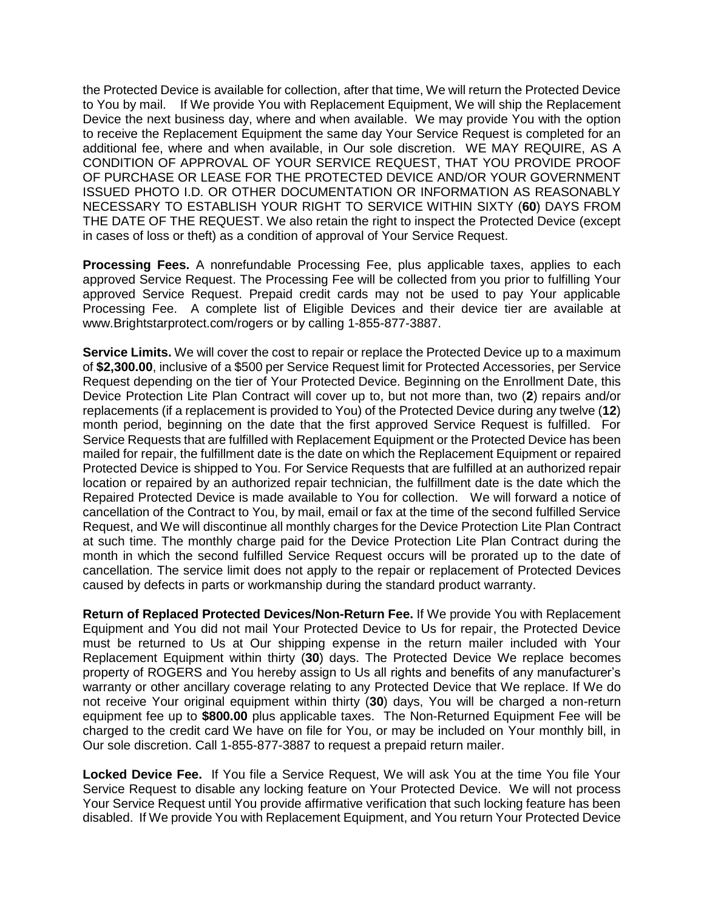the Protected Device is available for collection, after that time, We will return the Protected Device to You by mail. If We provide You with Replacement Equipment, We will ship the Replacement Device the next business day, where and when available. We may provide You with the option to receive the Replacement Equipment the same day Your Service Request is completed for an additional fee, where and when available, in Our sole discretion. WE MAY REQUIRE, AS A CONDITION OF APPROVAL OF YOUR SERVICE REQUEST, THAT YOU PROVIDE PROOF OF PURCHASE OR LEASE FOR THE PROTECTED DEVICE AND/OR YOUR GOVERNMENT ISSUED PHOTO I.D. OR OTHER DOCUMENTATION OR INFORMATION AS REASONABLY NECESSARY TO ESTABLISH YOUR RIGHT TO SERVICE WITHIN SIXTY (**60**) DAYS FROM THE DATE OF THE REQUEST. We also retain the right to inspect the Protected Device (except in cases of loss or theft) as a condition of approval of Your Service Request.

**Processing Fees.** A nonrefundable Processing Fee, plus applicable taxes, applies to each approved Service Request. The Processing Fee will be collected from you prior to fulfilling Your approved Service Request. Prepaid credit cards may not be used to pay Your applicable Processing Fee. A complete list of Eligible Devices and their device tier are available at www.Brightstarprotect.com/rogers or by calling 1-855-877-3887.

**Service Limits.** We will cover the cost to repair or replace the Protected Device up to a maximum of **$2,300.00**, inclusive of a $500 per Service Request limit for Protected Accessories, per Service Request depending on the tier of Your Protected Device. Beginning on the Enrollment Date, this Device Protection Lite Plan Contract will cover up to, but not more than, two (**2**) repairs and/or replacements (if a replacement is provided to You) of the Protected Device during any twelve (**12**) month period, beginning on the date that the first approved Service Request is fulfilled. For Service Requests that are fulfilled with Replacement Equipment or the Protected Device has been mailed for repair, the fulfillment date is the date on which the Replacement Equipment or repaired Protected Device is shipped to You. For Service Requests that are fulfilled at an authorized repair location or repaired by an authorized repair technician, the fulfillment date is the date which the Repaired Protected Device is made available to You for collection. We will forward a notice of cancellation of the Contract to You, by mail, email or fax at the time of the second fulfilled Service Request, and We will discontinue all monthly charges for the Device Protection Lite Plan Contract at such time. The monthly charge paid for the Device Protection Lite Plan Contract during the month in which the second fulfilled Service Request occurs will be prorated up to the date of cancellation. The service limit does not apply to the repair or replacement of Protected Devices caused by defects in parts or workmanship during the standard product warranty.

**Return of Replaced Protected Devices/Non-Return Fee.** If We provide You with Replacement Equipment and You did not mail Your Protected Device to Us for repair, the Protected Device must be returned to Us at Our shipping expense in the return mailer included with Your Replacement Equipment within thirty (**30**) days. The Protected Device We replace becomes property of ROGERS and You hereby assign to Us all rights and benefits of any manufacturer's warranty or other ancillary coverage relating to any Protected Device that We replace. If We do not receive Your original equipment within thirty (**30**) days, You will be charged a non-return equipment fee up to **$800.00** plus applicable taxes. The Non-Returned Equipment Fee will be charged to the credit card We have on file for You, or may be included on Your monthly bill, in Our sole discretion. Call 1-855-877-3887 to request a prepaid return mailer.

**Locked Device Fee.** If You file a Service Request, We will ask You at the time You file Your Service Request to disable any locking feature on Your Protected Device. We will not process Your Service Request until You provide affirmative verification that such locking feature has been disabled. If We provide You with Replacement Equipment, and You return Your Protected Device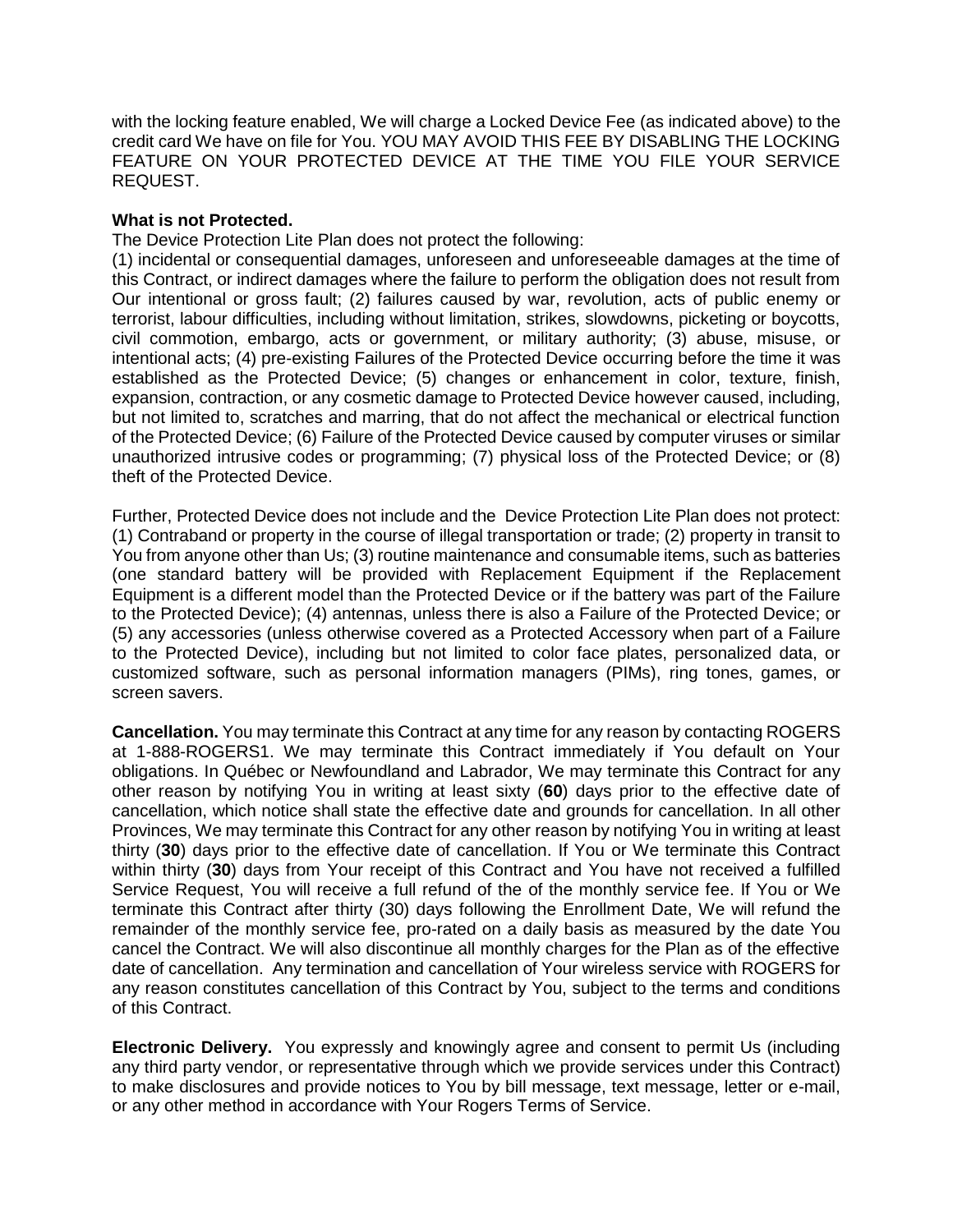with the locking feature enabled, We will charge a Locked Device Fee (as indicated above) to the credit card We have on file for You. YOU MAY AVOID THIS FEE BY DISABLING THE LOCKING FEATURE ON YOUR PROTECTED DEVICE AT THE TIME YOU FILE YOUR SERVICE REQUEST.

**What is not Protected.**

The Device Protection Lite Plan does not protect the following:
(1) incidental or consequential damages, unforeseen and unforeseeable damages at the time of this Contract, or indirect damages where the failure to perform the obligation does not result from Our intentional or gross fault; (2) failures caused by war, revolution, acts of public enemy or terrorist, labour difficulties, including without limitation, strikes, slowdowns, picketing or boycotts, civil commotion, embargo, acts or government, or military authority; (3) abuse, misuse, or intentional acts; (4) pre-existing Failures of the Protected Device occurring before the time it was established as the Protected Device; (5) changes or enhancement in color, texture, finish, expansion, contraction, or any cosmetic damage to Protected Device however caused, including, but not limited to, scratches and marring, that do not affect the mechanical or electrical function of the Protected Device; (6) Failure of the Protected Device caused by computer viruses or similar unauthorized intrusive codes or programming; (7) physical loss of the Protected Device; or (8) theft of the Protected Device.

Further, Protected Device does not include and the Device Protection Lite Plan does not protect: (1) Contraband or property in the course of illegal transportation or trade; (2) property in transit to You from anyone other than Us; (3) routine maintenance and consumable items, such as batteries (one standard battery will be provided with Replacement Equipment if the Replacement Equipment is a different model than the Protected Device or if the battery was part of the Failure to the Protected Device); (4) antennas, unless there is also a Failure of the Protected Device; or (5) any accessories (unless otherwise covered as a Protected Accessory when part of a Failure to the Protected Device), including but not limited to color face plates, personalized data, or customized software, such as personal information managers (PIMs), ring tones, games, or screen savers.

**Cancellation.** You may terminate this Contract at any time for any reason by contacting ROGERS at 1-888-ROGERS1. We may terminate this Contract immediately if You default on Your obligations. In Québec or Newfoundland and Labrador, We may terminate this Contract for any other reason by notifying You in writing at least sixty (**60**) days prior to the effective date of cancellation, which notice shall state the effective date and grounds for cancellation. In all other Provinces, We may terminate this Contract for any other reason by notifying You in writing at least thirty (**30**) days prior to the effective date of cancellation. If You or We terminate this Contract within thirty (**30**) days from Your receipt of this Contract and You have not received a fulfilled Service Request, You will receive a full refund of the of the monthly service fee. If You or We terminate this Contract after thirty (30) days following the Enrollment Date, We will refund the remainder of the monthly service fee, pro-rated on a daily basis as measured by the date You cancel the Contract. We will also discontinue all monthly charges for the Plan as of the effective date of cancellation. Any termination and cancellation of Your wireless service with ROGERS for any reason constitutes cancellation of this Contract by You, subject to the terms and conditions of this Contract.

**Electronic Delivery.** You expressly and knowingly agree and consent to permit Us (including any third party vendor, or representative through which we provide services under this Contract) to make disclosures and provide notices to You by bill message, text message, letter or e-mail, or any other method in accordance with Your Rogers Terms of Service.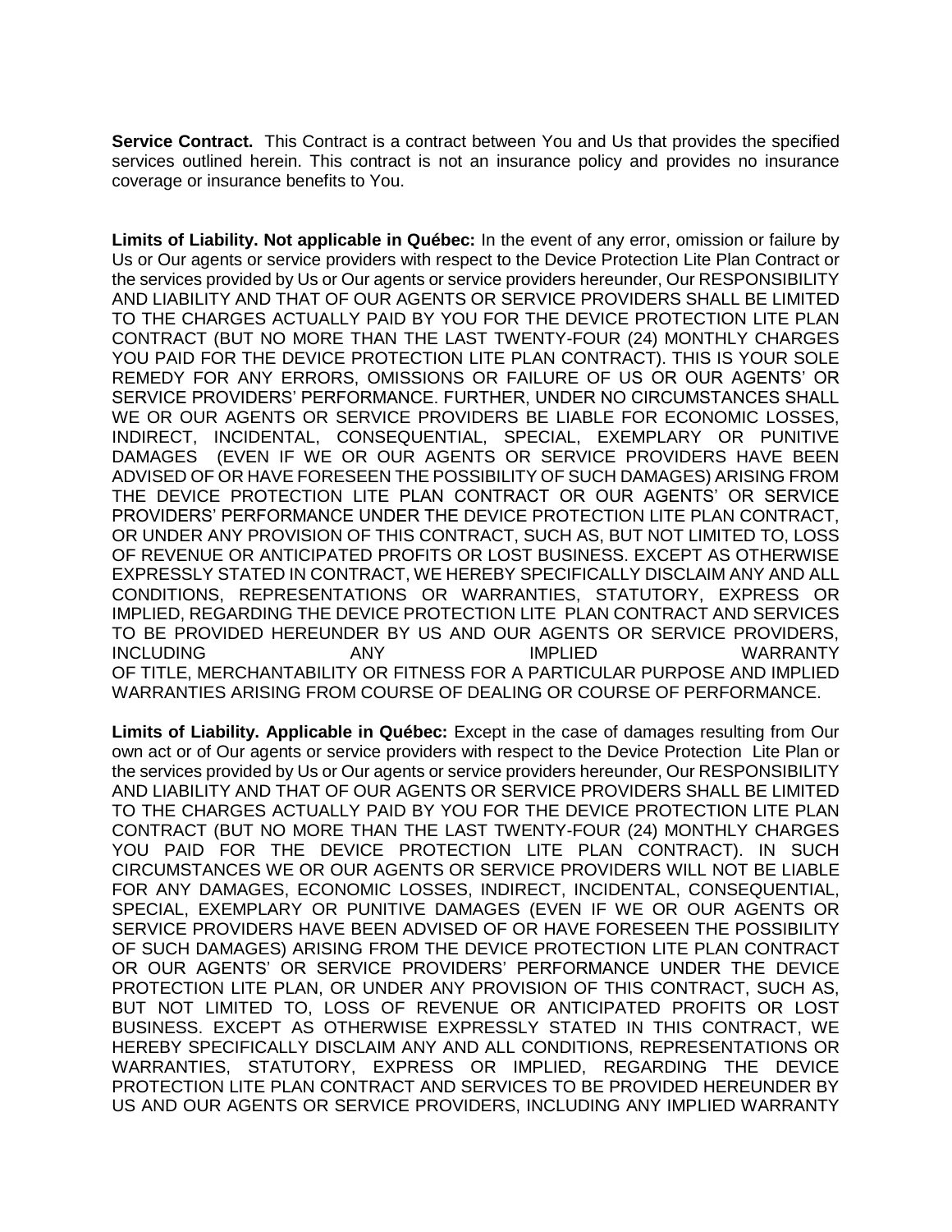**Service Contract.** This Contract is a contract between You and Us that provides the specified services outlined herein. This contract is not an insurance policy and provides no insurance coverage or insurance benefits to You.

**Limits of Liability. Not applicable in Québec:** In the event of any error, omission or failure by Us or Our agents or service providers with respect to the Device Protection Lite Plan Contract or the services provided by Us or Our agents or service providers hereunder, Our RESPONSIBILITY AND LIABILITY AND THAT OF OUR AGENTS OR SERVICE PROVIDERS SHALL BE LIMITED TO THE CHARGES ACTUALLY PAID BY YOU FOR THE DEVICE PROTECTION LITE PLAN CONTRACT (BUT NO MORE THAN THE LAST TWENTY-FOUR (24) MONTHLY CHARGES YOU PAID FOR THE DEVICE PROTECTION LITE PLAN CONTRACT). THIS IS YOUR SOLE REMEDY FOR ANY ERRORS, OMISSIONS OR FAILURE OF US OR OUR AGENTS' OR SERVICE PROVIDERS' PERFORMANCE. FURTHER, UNDER NO CIRCUMSTANCES SHALL WE OR OUR AGENTS OR SERVICE PROVIDERS BE LIABLE FOR ECONOMIC LOSSES, INDIRECT, INCIDENTAL, CONSEQUENTIAL, SPECIAL, EXEMPLARY OR PUNITIVE DAMAGES (EVEN IF WE OR OUR AGENTS OR SERVICE PROVIDERS HAVE BEEN ADVISED OF OR HAVE FORESEEN THE POSSIBILITY OF SUCH DAMAGES) ARISING FROM THE DEVICE PROTECTION LITE PLAN CONTRACT OR OUR AGENTS' OR SERVICE PROVIDERS' PERFORMANCE UNDER THE DEVICE PROTECTION LITE PLAN CONTRACT, OR UNDER ANY PROVISION OF THIS CONTRACT, SUCH AS, BUT NOT LIMITED TO, LOSS OF REVENUE OR ANTICIPATED PROFITS OR LOST BUSINESS. EXCEPT AS OTHERWISE EXPRESSLY STATED IN CONTRACT, WE HEREBY SPECIFICALLY DISCLAIM ANY AND ALL CONDITIONS, REPRESENTATIONS OR WARRANTIES, STATUTORY, EXPRESS OR IMPLIED, REGARDING THE DEVICE PROTECTION LITE PLAN CONTRACT AND SERVICES TO BE PROVIDED HEREUNDER BY US AND OUR AGENTS OR SERVICE PROVIDERS, INCLUDING ANY IMPLIED WARRANTY OF TITLE, MERCHANTABILITY OR FITNESS FOR A PARTICULAR PURPOSE AND IMPLIED WARRANTIES ARISING FROM COURSE OF DEALING OR COURSE OF PERFORMANCE.

**Limits of Liability. Applicable in Québec:** Except in the case of damages resulting from Our own act or of Our agents or service providers with respect to the Device Protection Lite Plan or the services provided by Us or Our agents or service providers hereunder, Our RESPONSIBILITY AND LIABILITY AND THAT OF OUR AGENTS OR SERVICE PROVIDERS SHALL BE LIMITED TO THE CHARGES ACTUALLY PAID BY YOU FOR THE DEVICE PROTECTION LITE PLAN CONTRACT (BUT NO MORE THAN THE LAST TWENTY-FOUR (24) MONTHLY CHARGES YOU PAID FOR THE DEVICE PROTECTION LITE PLAN CONTRACT). IN SUCH CIRCUMSTANCES WE OR OUR AGENTS OR SERVICE PROVIDERS WILL NOT BE LIABLE FOR ANY DAMAGES, ECONOMIC LOSSES, INDIRECT, INCIDENTAL, CONSEQUENTIAL, SPECIAL, EXEMPLARY OR PUNITIVE DAMAGES (EVEN IF WE OR OUR AGENTS OR SERVICE PROVIDERS HAVE BEEN ADVISED OF OR HAVE FORESEEN THE POSSIBILITY OF SUCH DAMAGES) ARISING FROM THE DEVICE PROTECTION LITE PLAN CONTRACT OR OUR AGENTS' OR SERVICE PROVIDERS' PERFORMANCE UNDER THE DEVICE PROTECTION LITE PLAN, OR UNDER ANY PROVISION OF THIS CONTRACT, SUCH AS, BUT NOT LIMITED TO, LOSS OF REVENUE OR ANTICIPATED PROFITS OR LOST BUSINESS. EXCEPT AS OTHERWISE EXPRESSLY STATED IN THIS CONTRACT, WE HEREBY SPECIFICALLY DISCLAIM ANY AND ALL CONDITIONS, REPRESENTATIONS OR WARRANTIES, STATUTORY, EXPRESS OR IMPLIED, REGARDING THE DEVICE PROTECTION LITE PLAN CONTRACT AND SERVICES TO BE PROVIDED HEREUNDER BY US AND OUR AGENTS OR SERVICE PROVIDERS, INCLUDING ANY IMPLIED WARRANTY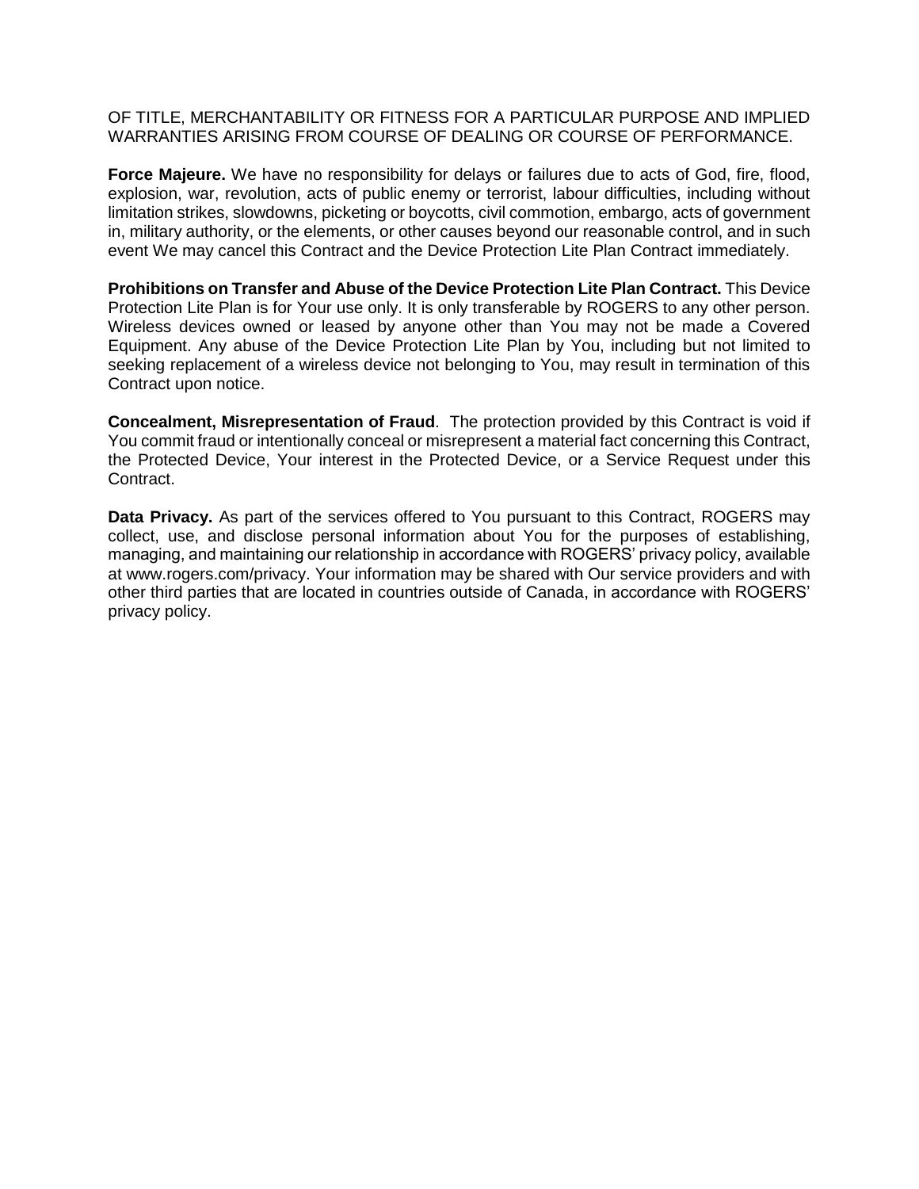OF TITLE, MERCHANTABILITY OR FITNESS FOR A PARTICULAR PURPOSE AND IMPLIED WARRANTIES ARISING FROM COURSE OF DEALING OR COURSE OF PERFORMANCE.

**Force Majeure.** We have no responsibility for delays or failures due to acts of God, fire, flood, explosion, war, revolution, acts of public enemy or terrorist, labour difficulties, including without limitation strikes, slowdowns, picketing or boycotts, civil commotion, embargo, acts of government in, military authority, or the elements, or other causes beyond our reasonable control, and in such event We may cancel this Contract and the Device Protection Lite Plan Contract immediately.

**Prohibitions on Transfer and Abuse of the Device Protection Lite Plan Contract.** This Device Protection Lite Plan is for Your use only. It is only transferable by ROGERS to any other person. Wireless devices owned or leased by anyone other than You may not be made a Covered Equipment. Any abuse of the Device Protection Lite Plan by You, including but not limited to seeking replacement of a wireless device not belonging to You, may result in termination of this Contract upon notice.

**Concealment, Misrepresentation of Fraud**. The protection provided by this Contract is void if You commit fraud or intentionally conceal or misrepresent a material fact concerning this Contract, the Protected Device, Your interest in the Protected Device, or a Service Request under this Contract.

**Data Privacy.** As part of the services offered to You pursuant to this Contract, ROGERS may collect, use, and disclose personal information about You for the purposes of establishing, managing, and maintaining our relationship in accordance with ROGERS' privacy policy, available at www.rogers.com/privacy. Your information may be shared with Our service providers and with other third parties that are located in countries outside of Canada, in accordance with ROGERS' privacy policy.